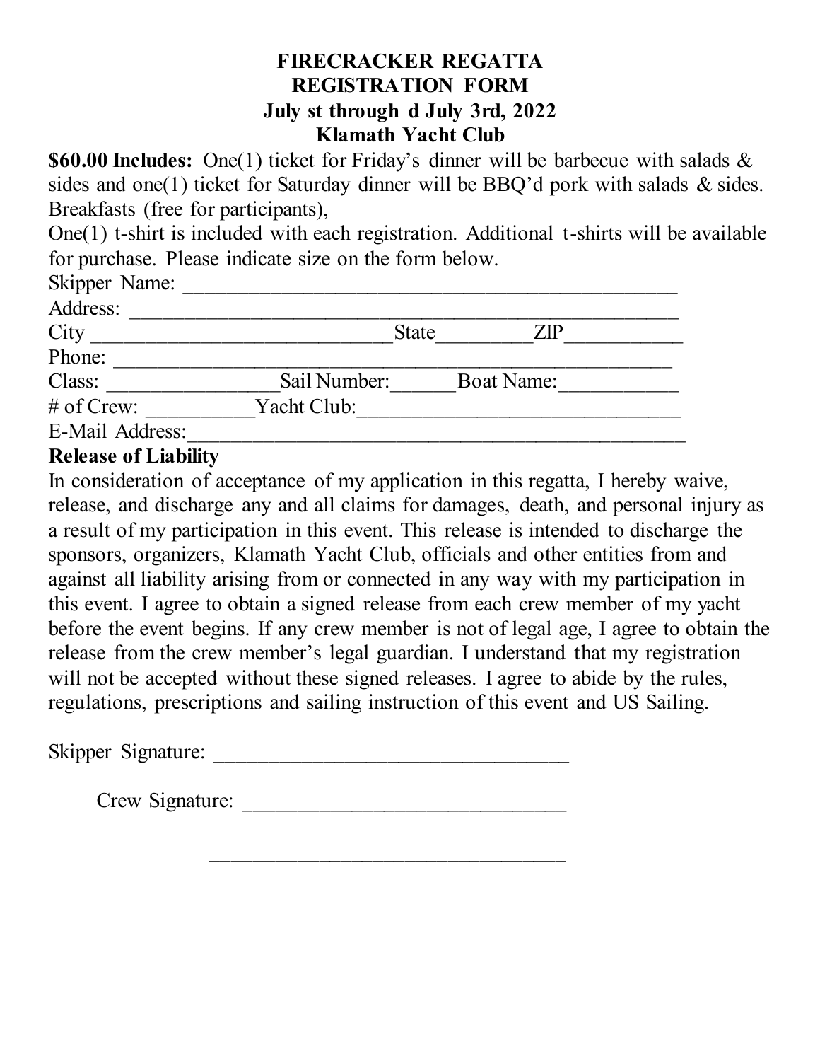# FIRECRACKER REGATTA
## REGISTRATION FORM
### July st through d July 3rd, 2022
### Klamath Yacht Club

**$60.00 Includes:** One(1) ticket for Friday's dinner will be barbecue with salads & sides and one(1) ticket for Saturday dinner will be BBQ'd pork with salads & sides. Breakfasts (free for participants),

One(1) t-shirt is included with each registration. Additional t-shirts will be available for purchase. Please indicate size on the form below.

Skipper Name: ______________________________________________

Address: ___________________________________________________

City ____________________________State_________ZIP___________

Phone: ____________________________________________________

Class: ________________Sail Number:______Boat Name:___________

# of Crew: __________Yacht Club:_______________________________

E-Mail Address:_____________________________________________

**Release of Liability**

In consideration of acceptance of my application in this regatta, I hereby waive, release, and discharge any and all claims for damages, death, and personal injury as a result of my participation in this event. This release is intended to discharge the sponsors, organizers, Klamath Yacht Club, officials and other entities from and against all liability arising from or connected in any way with my participation in this event. I agree to obtain a signed release from each crew member of my yacht before the event begins. If any crew member is not of legal age, I agree to obtain the release from the crew member's legal guardian. I understand that my registration will not be accepted without these signed releases. I agree to abide by the rules, regulations, prescriptions and sailing instruction of this event and US Sailing.

Skipper Signature: _________________________________

Crew Signature: _______________________________

_________________________________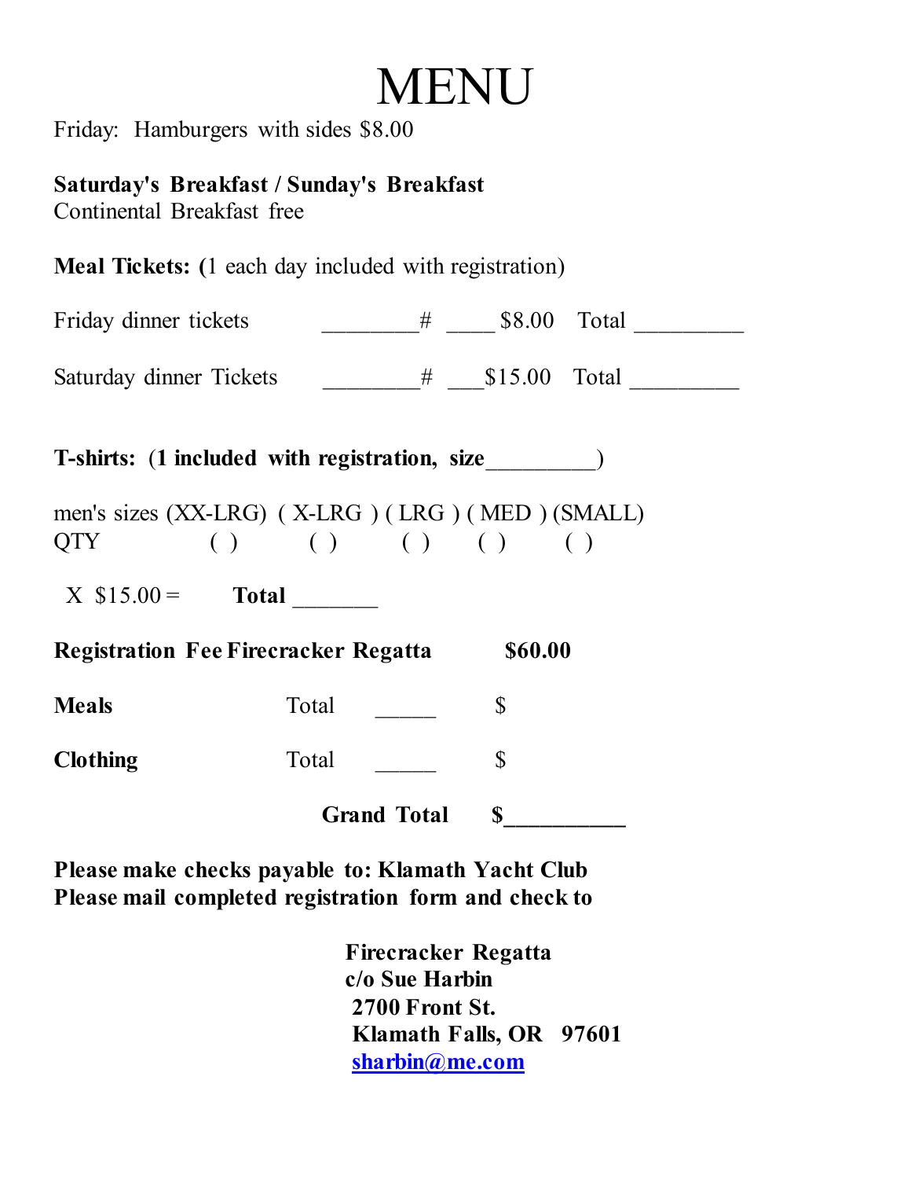# MENU

Friday: Hamburgers with sides $8.00

**Saturday's Breakfast / Sunday's Breakfast**
Continental Breakfast free

**Meal Tickets: (**1 each day included with registration)

Friday dinner tickets ________# ____ $8.00 Total _________

Saturday dinner Tickets ________# ___$15.00 Total _________

**T-shirts: (1 included with registration, size_________)**

| men's sizes | (XX-LRG) | ( X-LRG ) | ( LRG ) | ( MED ) | (SMALL) |
|---|---|---|---|---|---|
| QTY | ( ) | ( ) | ( ) | ( ) | ( ) |

X $15.00 = **Total** _______

**Registration Fee Firecracker Regatta** **$60.00**

**Meals** Total _____ $

**Clothing** Total _____ $

**Grand Total $__________**

**Please make checks payable to: Klamath Yacht Club**
**Please mail completed registration form and check to**

**Firecracker Regatta**
**c/o Sue Harbin**
**2700 Front St.**
**Klamath Falls, OR 97601**
**sharbin@me.com**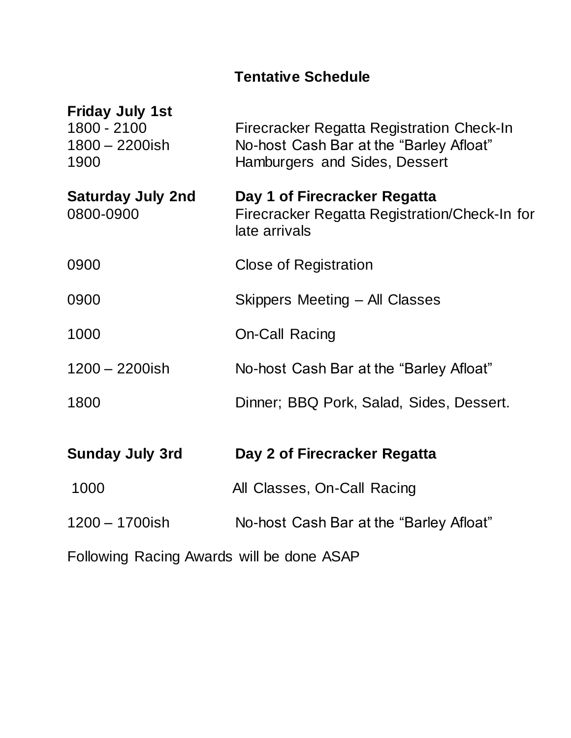## Tentative Schedule

| | |
|---|---|
| **Friday July 1st** | |
| 1800 - 2100 | Firecracker Regatta Registration Check-In |
| 1800 – 2200ish | No-host Cash Bar at the "Barley Afloat" |
| 1900 | Hamburgers and Sides, Dessert |
| **Saturday July 2nd** | **Day 1 of Firecracker Regatta** |
| 0800-0900 | Firecracker Regatta Registration/Check-In for late arrivals |
| 0900 | Close of Registration |
| 0900 | Skippers Meeting – All Classes |
| 1000 | On-Call Racing |
| 1200 – 2200ish | No-host Cash Bar at the "Barley Afloat" |
| 1800 | Dinner; BBQ Pork, Salad, Sides, Dessert. |
| **Sunday July 3rd** | **Day 2 of Firecracker Regatta** |
| 1000 | All Classes, On-Call Racing |
| 1200 – 1700ish | No-host Cash Bar at the "Barley Afloat" |

Following Racing Awards will be done ASAP